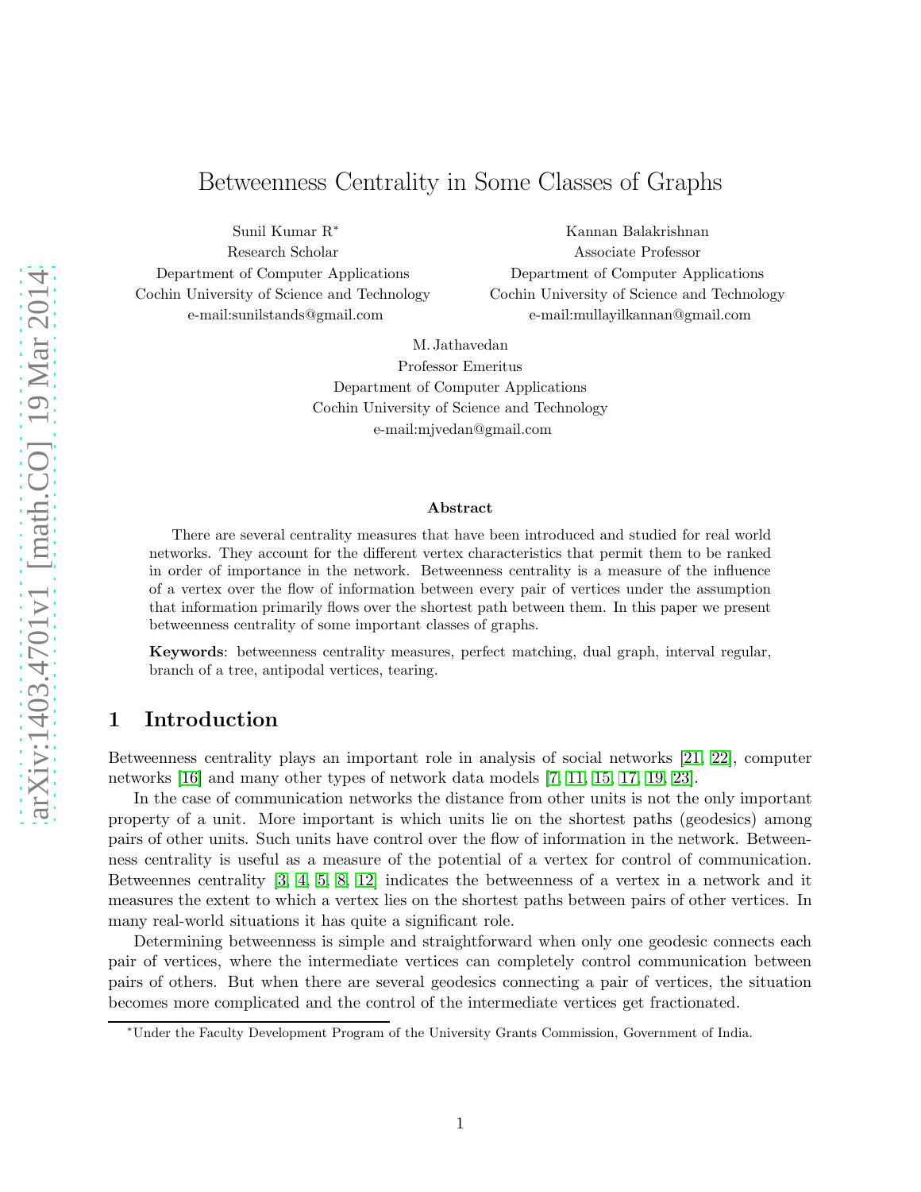# Betweenness Centrality in Some Classes of Graphs

Sunil Kumar R*
Research Scholar
Department of Computer Applications
Cochin University of Science and Technology
e-mail:sunilstands@gmail.com

Kannan Balakrishnan
Associate Professor
Department of Computer Applications
Cochin University of Science and Technology
e-mail:mullayilkannan@gmail.com

M. Jathavedan
Professor Emeritus
Department of Computer Applications
Cochin University of Science and Technology
e-mail:mjvedan@gmail.com

### Abstract

There are several centrality measures that have been introduced and studied for real world networks. They account for the different vertex characteristics that permit them to be ranked in order of importance in the network. Betweenness centrality is a measure of the influence of a vertex over the flow of information between every pair of vertices under the assumption that information primarily flows over the shortest path between them. In this paper we present betweenness centrality of some important classes of graphs.

**Keywords**: betweenness centrality measures, perfect matching, dual graph, interval regular, branch of a tree, antipodal vertices, tearing.

## 1 Introduction

Betweenness centrality plays an important role in analysis of social networks [21, 22], computer networks [16] and many other types of network data models [7, 11, 15, 17, 19, 23].

In the case of communication networks the distance from other units is not the only important property of a unit. More important is which units lie on the shortest paths (geodesics) among pairs of other units. Such units have control over the flow of information in the network. Betweenness centrality is useful as a measure of the potential of a vertex for control of communication. Betweennes centrality [3, 4, 5, 8, 12] indicates the betweenness of a vertex in a network and it measures the extent to which a vertex lies on the shortest paths between pairs of other vertices. In many real-world situations it has quite a significant role.

Determining betweenness is simple and straightforward when only one geodesic connects each pair of vertices, where the intermediate vertices can completely control communication between pairs of others. But when there are several geodesics connecting a pair of vertices, the situation becomes more complicated and the control of the intermediate vertices get fractionated.

*Under the Faculty Development Program of the University Grants Commission, Government of India.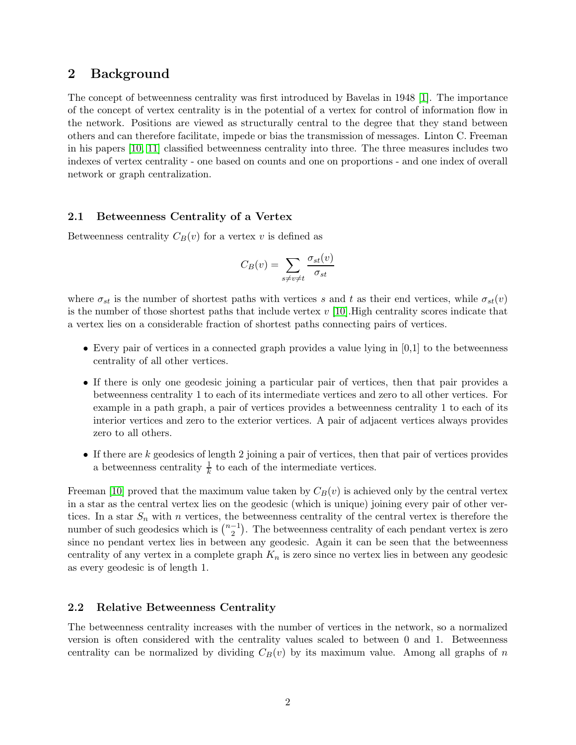## 2 Background

The concept of betweenness centrality was first introduced by Bavelas in 1948 [1]. The importance of the concept of vertex centrality is in the potential of a vertex for control of information flow in the network. Positions are viewed as structurally central to the degree that they stand between others and can therefore facilitate, impede or bias the transmission of messages. Linton C. Freeman in his papers [10, 11] classified betweenness centrality into three. The three measures includes two indexes of vertex centrality - one based on counts and one on proportions - and one index of overall network or graph centralization.

### 2.1 Betweenness Centrality of a Vertex

Betweenness centrality $C_B(v)$ for a vertex $v$ is defined as

$$C_B(v) = \sum_{s \neq v \neq t} \frac{\sigma_{st}(v)}{\sigma_{st}}$$

where $\sigma_{st}$ is the number of shortest paths with vertices $s$ and $t$ as their end vertices, while $\sigma_{st}(v)$ is the number of those shortest paths that include vertex $v$ [10].High centrality scores indicate that a vertex lies on a considerable fraction of shortest paths connecting pairs of vertices.

- Every pair of vertices in a connected graph provides a value lying in [0,1] to the betweenness centrality of all other vertices.
- If there is only one geodesic joining a particular pair of vertices, then that pair provides a betweenness centrality 1 to each of its intermediate vertices and zero to all other vertices. For example in a path graph, a pair of vertices provides a betweenness centrality 1 to each of its interior vertices and zero to the exterior vertices. A pair of adjacent vertices always provides zero to all others.
- If there are $k$ geodesics of length 2 joining a pair of vertices, then that pair of vertices provides a betweenness centrality $\frac{1}{k}$ to each of the intermediate vertices.

Freeman [10] proved that the maximum value taken by $C_B(v)$ is achieved only by the central vertex in a star as the central vertex lies on the geodesic (which is unique) joining every pair of other vertices. In a star $S_n$ with $n$ vertices, the betweenness centrality of the central vertex is therefore the number of such geodesics which is $\binom{n-1}{2}$. The betweenness centrality of each pendant vertex is zero since no pendant vertex lies in between any geodesic. Again it can be seen that the betweenness centrality of any vertex in a complete graph $K_n$ is zero since no vertex lies in between any geodesic as every geodesic is of length 1.

### 2.2 Relative Betweenness Centrality

The betweenness centrality increases with the number of vertices in the network, so a normalized version is often considered with the centrality values scaled to between 0 and 1. Betweenness centrality can be normalized by dividing $C_B(v)$ by its maximum value. Among all graphs of $n$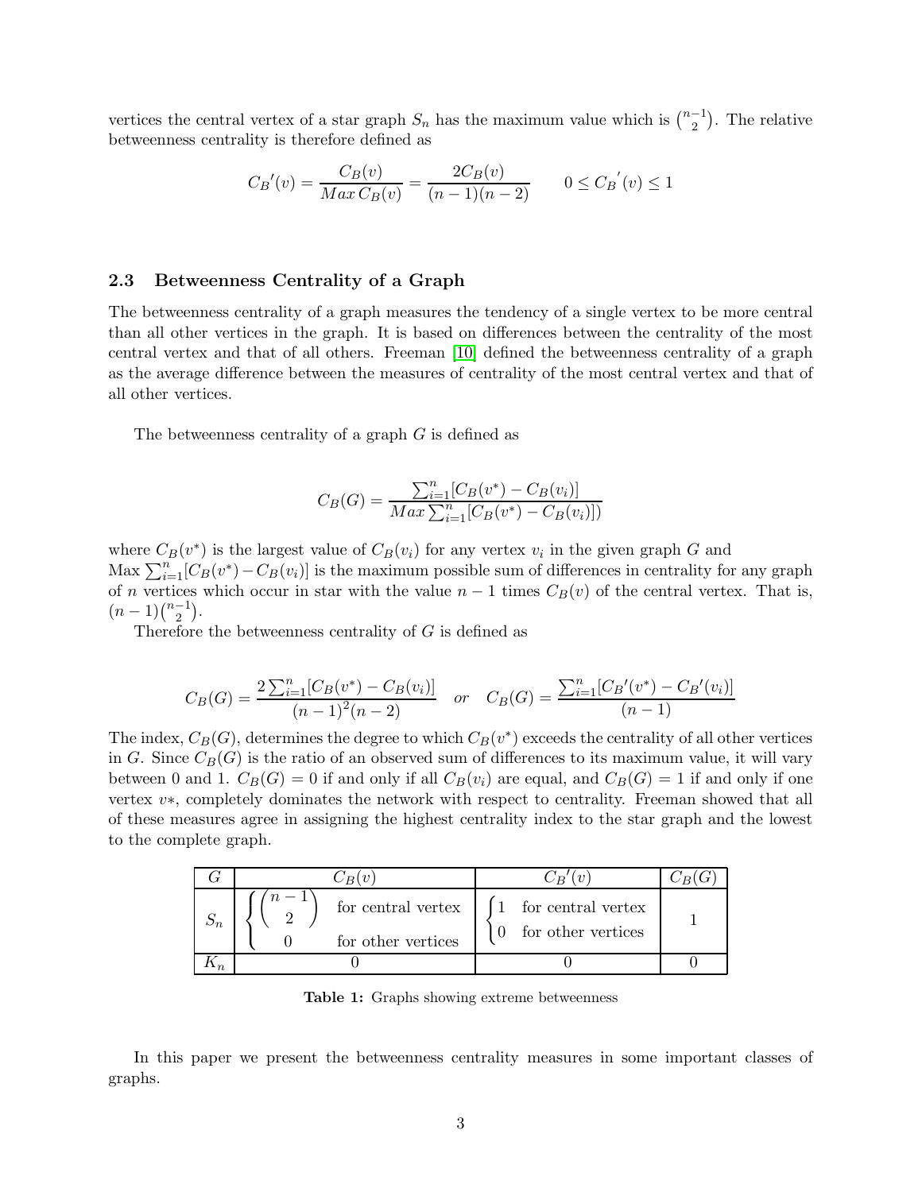vertices the central vertex of a star graph $S_n$ has the maximum value which is $\binom{n-1}{2}$. The relative betweenness centrality is therefore defined as

$$C_B{'}(v) = \frac{C_B(v)}{Max\, C_B(v)} = \frac{2C_B(v)}{(n-1)(n-2)} \qquad 0 \leq C_B{'}(v) \leq 1$$

### 2.3 Betweenness Centrality of a Graph

The betweenness centrality of a graph measures the tendency of a single vertex to be more central than all other vertices in the graph. It is based on differences between the centrality of the most central vertex and that of all others. Freeman [10] defined the betweenness centrality of a graph as the average difference between the measures of centrality of the most central vertex and that of all other vertices.

The betweenness centrality of a graph $G$ is defined as

$$C_B(G) = \frac{\sum_{i=1}^{n}[C_B(v^*) - C_B(v_i)]}{Max \sum_{i=1}^{n}[C_B(v^*) - C_B(v_i)])}$$

where $C_B(v^*)$ is the largest value of $C_B(v_i)$ for any vertex $v_i$ in the given graph $G$ and Max $\sum_{i=1}^{n}[C_B(v^*) - C_B(v_i)]$ is the maximum possible sum of differences in centrality for any graph of $n$ vertices which occur in star with the value $n-1$ times $C_B(v)$ of the central vertex. That is, $(n-1)\binom{n-1}{2}$.

Therefore the betweenness centrality of $G$ is defined as

$$C_B(G) = \frac{2\sum_{i=1}^{n}[C_B(v^*) - C_B(v_i)]}{(n-1)^2(n-2)} \quad or \quad C_B(G) = \frac{\sum_{i=1}^{n}[C_B{'}(v^*) - C_B{'}(v_i)]}{(n-1)}$$

The index, $C_B(G)$, determines the degree to which $C_B(v^*)$ exceeds the centrality of all other vertices in $G$. Since $C_B(G)$ is the ratio of an observed sum of differences to its maximum value, it will vary between 0 and 1. $C_B(G) = 0$ if and only if all $C_B(v_i)$ are equal, and $C_B(G) = 1$ if and only if one vertex $v*$, completely dominates the network with respect to centrality. Freeman showed that all of these measures agree in assigning the highest centrality index to the star graph and the lowest to the complete graph.

| $G$ | $C_B(v)$ | $C_B{'}(v)$ | $C_B(G)$ |
|---|---|---|---|
| $S_n$ | $\begin{cases} \binom{n-1}{2} & \text{for central vertex} \\ 0 & \text{for other vertices} \end{cases}$ | $\begin{cases} 1 & \text{for central vertex} \\ 0 & \text{for other vertices} \end{cases}$ | 1 |
| $K_n$ | 0 | 0 | 0 |

**Table 1:** Graphs showing extreme betweenness

In this paper we present the betweenness centrality measures in some important classes of graphs.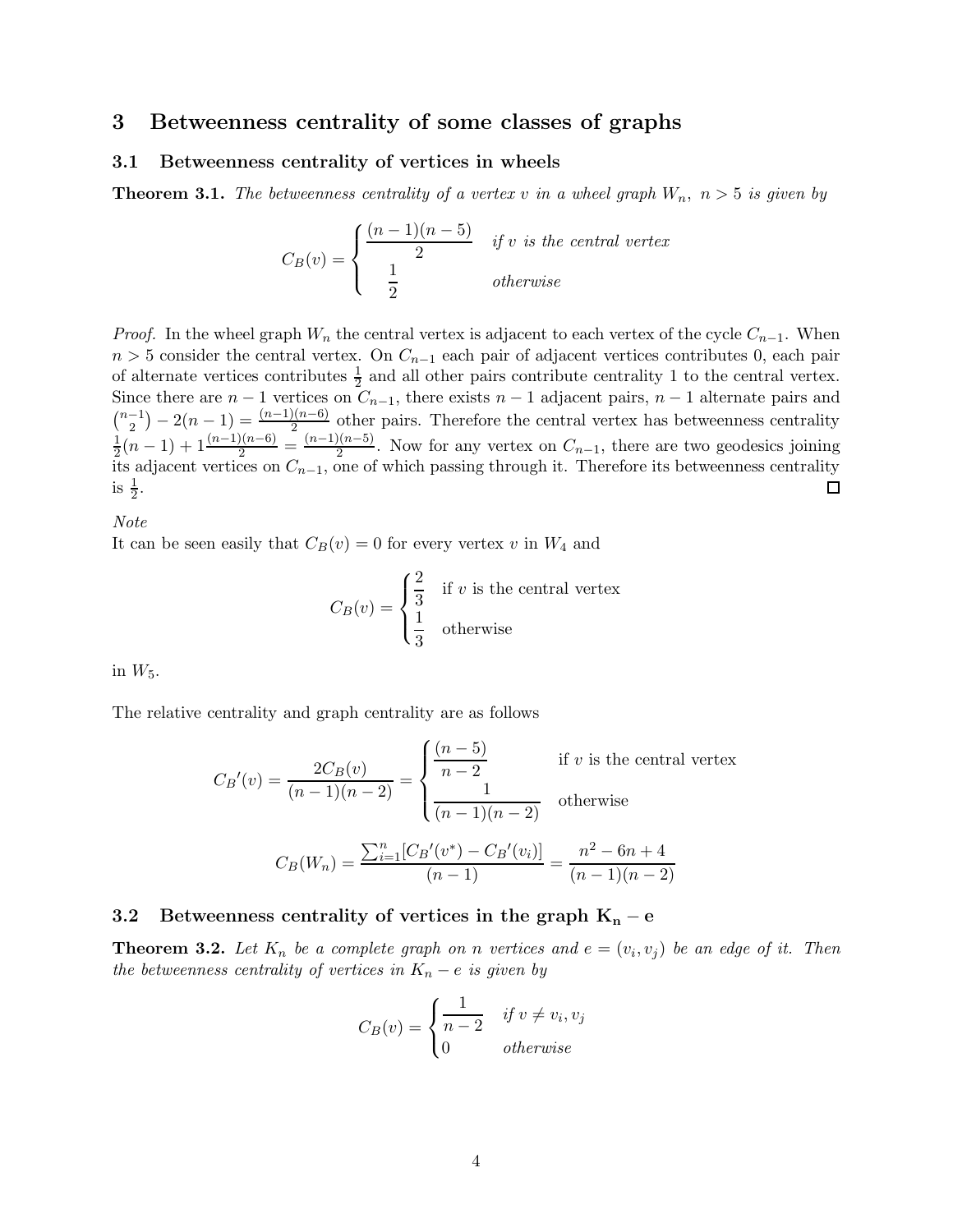## 3 Betweenness centrality of some classes of graphs

### 3.1 Betweenness centrality of vertices in wheels

**Theorem 3.1.** *The betweenness centrality of a vertex $v$ in a wheel graph $W_n$, $n > 5$ is given by*

$$C_B(v) = \begin{cases} \dfrac{(n-1)(n-5)}{2} & \textit{if } v \textit{ is the central vertex} \\ \dfrac{1}{2} & \textit{otherwise} \end{cases}$$

*Proof.* In the wheel graph $W_n$ the central vertex is adjacent to each vertex of the cycle $C_{n-1}$. When $n > 5$ consider the central vertex. On $C_{n-1}$ each pair of adjacent vertices contributes 0, each pair of alternate vertices contributes $\frac{1}{2}$ and all other pairs contribute centrality 1 to the central vertex. Since there are $n-1$ vertices on $C_{n-1}$, there exists $n-1$ adjacent pairs, $n-1$ alternate pairs and $\binom{n-1}{2} - 2(n-1) = \frac{(n-1)(n-6)}{2}$ other pairs. Therefore the central vertex has betweenness centrality $\frac{1}{2}(n-1) + 1\frac{(n-1)(n-6)}{2} = \frac{(n-1)(n-5)}{2}$. Now for any vertex on $C_{n-1}$, there are two geodesics joining its adjacent vertices on $C_{n-1}$, one of which passing through it. Therefore its betweenness centrality is $\frac{1}{2}$. ◻

*Note*
It can be seen easily that $C_B(v) = 0$ for every vertex $v$ in $W_4$ and

$$C_B(v) = \begin{cases} \dfrac{2}{3} & \text{if } v \text{ is the central vertex} \\ \dfrac{1}{3} & \text{otherwise} \end{cases}$$

in $W_5$.

The relative centrality and graph centrality are as follows

$$C_B{}'(v) = \frac{2C_B(v)}{(n-1)(n-2)} = \begin{cases} \dfrac{(n-5)}{n-2} & \text{if } v \text{ is the central vertex} \\ \dfrac{1}{(n-1)(n-2)} & \text{otherwise} \end{cases}$$

$$C_B(W_n) = \frac{\sum_{i=1}^{n}[C_B{}'(v^*) - C_B{}'(v_i)]}{(n-1)} = \frac{n^2 - 6n + 4}{(n-1)(n-2)}$$

### 3.2 Betweenness centrality of vertices in the graph $\mathbf{K_n - e}$

**Theorem 3.2.** *Let $K_n$ be a complete graph on $n$ vertices and $e = (v_i, v_j)$ be an edge of it. Then the betweenness centrality of vertices in $K_n - e$ is given by*

$$C_B(v) = \begin{cases} \dfrac{1}{n-2} & \textit{if } v \neq v_i, v_j \\ 0 & \textit{otherwise} \end{cases}$$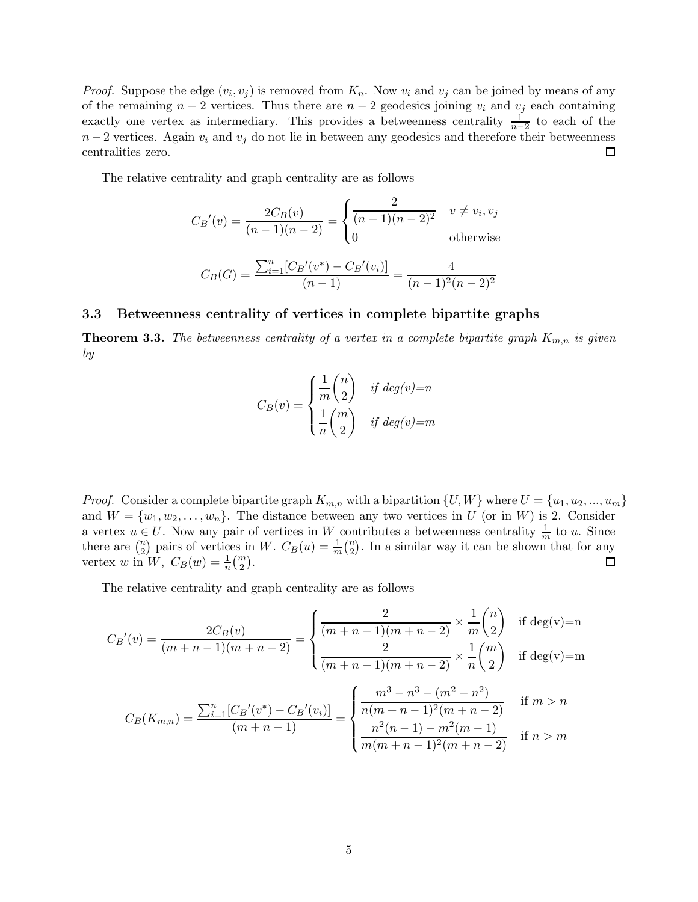*Proof.* Suppose the edge $(v_i, v_j)$ is removed from $K_n$. Now $v_i$ and $v_j$ can be joined by means of any of the remaining $n-2$ vertices. Thus there are $n-2$ geodesics joining $v_i$ and $v_j$ each containing exactly one vertex as intermediary. This provides a betweenness centrality $\frac{1}{n-2}$ to each of the $n-2$ vertices. Again $v_i$ and $v_j$ do not lie in between any geodesics and therefore their betweenness centralities zero. □

The relative centrality and graph centrality are as follows

$$C_B{'}(v) = \frac{2C_B(v)}{(n-1)(n-2)} = \begin{cases} \dfrac{2}{(n-1)(n-2)^2} & v \neq v_i, v_j \\ 0 & \text{otherwise} \end{cases}$$

$$C_B(G) = \frac{\sum_{i=1}^{n}[C_B{'}(v^*) - C_B{'}(v_i)]}{(n-1)} = \frac{4}{(n-1)^2(n-2)^2}$$

### 3.3 Betweenness centrality of vertices in complete bipartite graphs

**Theorem 3.3.** *The betweenness centrality of a vertex in a complete bipartite graph $K_{m,n}$ is given by*

$$C_B(v) = \begin{cases} \dfrac{1}{m}\dbinom{n}{2} & \text{if deg(v)=n} \\ \dfrac{1}{n}\dbinom{m}{2} & \text{if deg(v)=m} \end{cases}$$

*Proof.* Consider a complete bipartite graph $K_{m,n}$ with a bipartition $\{U, W\}$ where $U = \{u_1, u_2, ..., u_m\}$ and $W = \{w_1, w_2, \ldots, w_n\}$. The distance between any two vertices in $U$ (or in $W$) is 2. Consider a vertex $u \in U$. Now any pair of vertices in $W$ contributes a betweenness centrality $\frac{1}{m}$ to $u$. Since there are $\binom{n}{2}$ pairs of vertices in $W$. $C_B(u) = \frac{1}{m}\binom{n}{2}$. In a similar way it can be shown that for any vertex $w$ in $W$, $C_B(w) = \frac{1}{n}\binom{m}{2}$. □

The relative centrality and graph centrality are as follows

$$C_B{'}(v) = \frac{2C_B(v)}{(m+n-1)(m+n-2)} = \begin{cases} \dfrac{2}{(m+n-1)(m+n-2)} \times \dfrac{1}{m}\dbinom{n}{2} & \text{if deg(v)=n} \\ \dfrac{2}{(m+n-1)(m+n-2)} \times \dfrac{1}{n}\dbinom{m}{2} & \text{if deg(v)=m} \end{cases}$$

$$C_B(K_{m,n}) = \frac{\sum_{i=1}^{n}[C_B{'}(v^*) - C_B{'}(v_i)]}{(m+n-1)} = \begin{cases} \dfrac{m^3 - n^3 - (m^2 - n^2)}{n(m+n-1)^2(m+n-2)} & \text{if } m > n \\ \dfrac{n^2(n-1) - m^2(m-1)}{m(m+n-1)^2(m+n-2)} & \text{if } n > m \end{cases}$$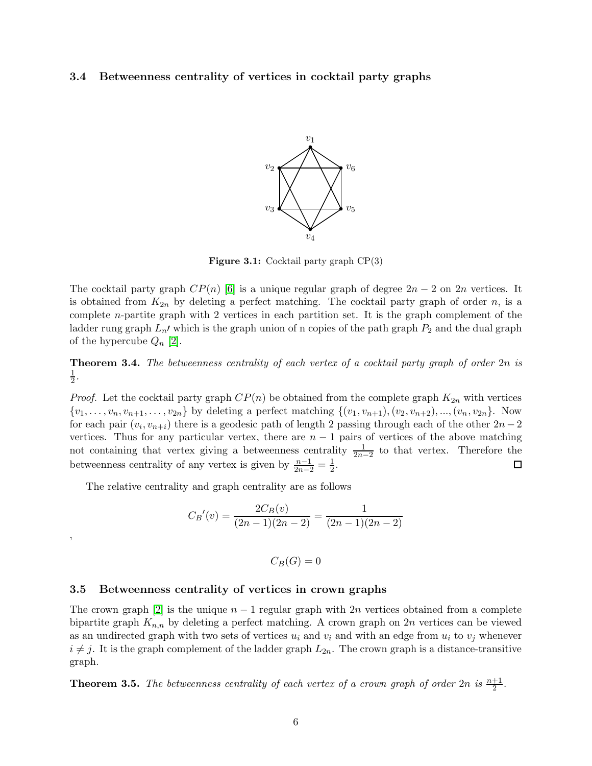### 3.4 Betweenness centrality of vertices in cocktail party graphs

**Figure 3.1:** Cocktail party graph CP(3)

The cocktail party graph $CP(n)$ [6] is a unique regular graph of degree $2n-2$ on $2n$ vertices. It is obtained from $K_{2n}$ by deleting a perfect matching. The cocktail party graph of order $n$, is a complete $n$-partite graph with 2 vertices in each partition set. It is the graph complement of the ladder rung graph $L_{n'}$ which is the graph union of n copies of the path graph $P_2$ and the dual graph of the hypercube $Q_n$ [2].

**Theorem 3.4.** *The betweenness centrality of each vertex of a cocktail party graph of order* $2n$ *is* $\frac{1}{2}$.

*Proof.* Let the cocktail party graph $CP(n)$ be obtained from the complete graph $K_{2n}$ with vertices $\{v_1, \ldots, v_n, v_{n+1}, \ldots, v_{2n}\}$ by deleting a perfect matching $\{(v_1, v_{n+1}), (v_2, v_{n+2}), ..., (v_n, v_{2n}\}$. Now for each pair $(v_i, v_{n+i})$ there is a geodesic path of length 2 passing through each of the other $2n-2$ vertices. Thus for any particular vertex, there are $n-1$ pairs of vertices of the above matching not containing that vertex giving a betweenness centrality $\frac{1}{2n-2}$ to that vertex. Therefore the betweenness centrality of any vertex is given by $\frac{n-1}{2n-2} = \frac{1}{2}$. □

The relative centrality and graph centrality are as follows

$$C_B{}'(v) = \frac{2C_B(v)}{(2n-1)(2n-2)} = \frac{1}{(2n-1)(2n-2)}$$

,

$$C_B(G) = 0$$

### 3.5 Betweenness centrality of vertices in crown graphs

The crown graph [2] is the unique $n-1$ regular graph with $2n$ vertices obtained from a complete bipartite graph $K_{n,n}$ by deleting a perfect matching. A crown graph on $2n$ vertices can be viewed as an undirected graph with two sets of vertices $u_i$ and $v_i$ and with an edge from $u_i$ to $v_j$ whenever $i \neq j$. It is the graph complement of the ladder graph $L_{2n}$. The crown graph is a distance-transitive graph.

**Theorem 3.5.** *The betweenness centrality of each vertex of a crown graph of order* $2n$ *is* $\frac{n+1}{2}$.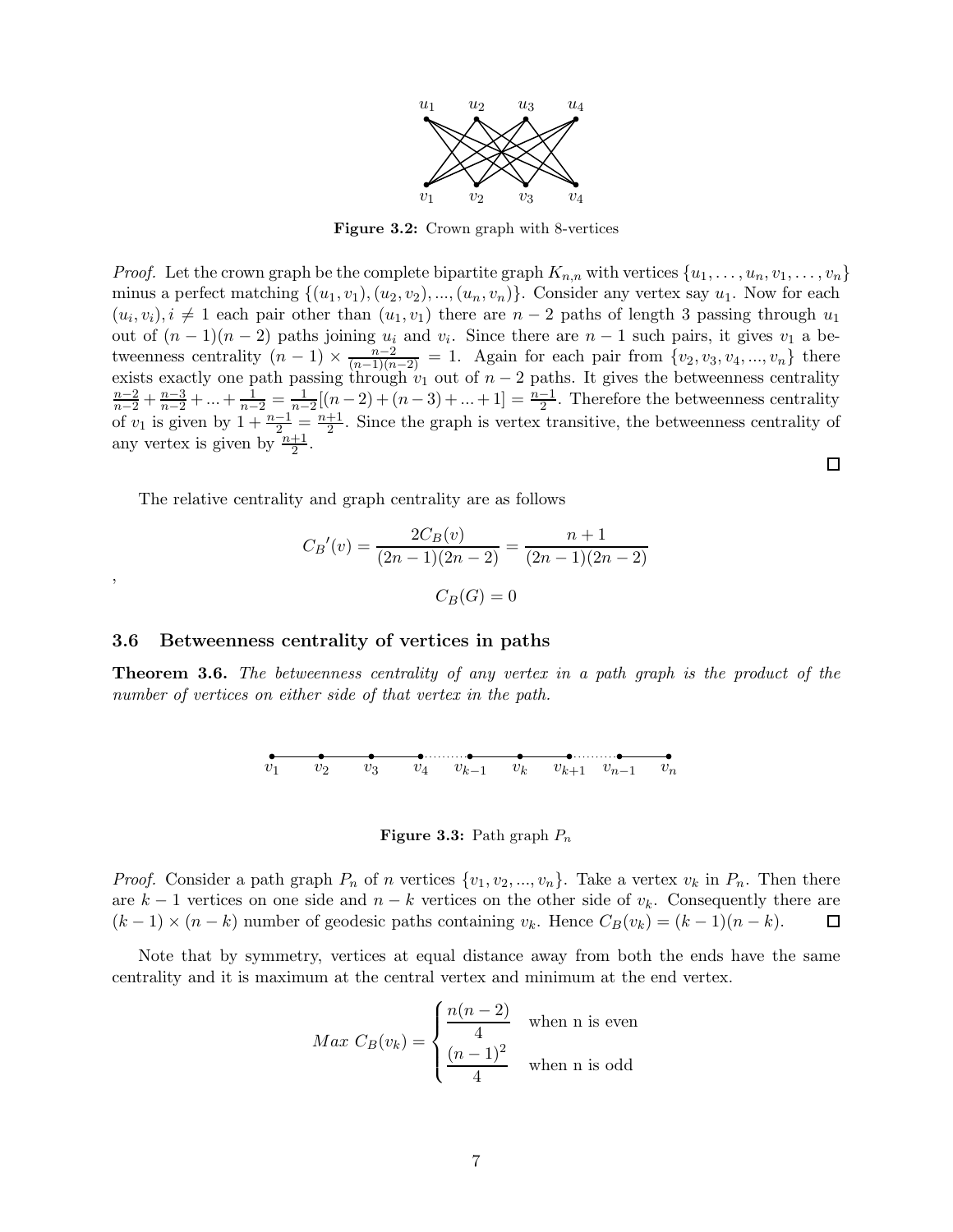Figure 3.2: Crown graph with 8-vertices

*Proof.* Let the crown graph be the complete bipartite graph $K_{n,n}$ with vertices $\{u_1, \ldots, u_n, v_1, \ldots, v_n\}$ minus a perfect matching $\{(u_1, v_1), (u_2, v_2), ..., (u_n, v_n)\}$. Consider any vertex say $u_1$. Now for each $(u_i, v_i), i \neq 1$ each pair other than $(u_1, v_1)$ there are $n-2$ paths of length 3 passing through $u_1$ out of $(n-1)(n-2)$ paths joining $u_i$ and $v_i$. Since there are $n-1$ such pairs, it gives $v_1$ a betweenness centrality $(n-1) \times \frac{n-2}{(n-1)(n-2)} = 1$. Again for each pair from $\{v_2, v_3, v_4, ..., v_n\}$ there exists exactly one path passing through $v_1$ out of $n-2$ paths. It gives the betweenness centrality $\frac{n-2}{n-2} + \frac{n-3}{n-2} + ... + \frac{1}{n-2} = \frac{1}{n-2}[(n-2) + (n-3) + ... + 1] = \frac{n-1}{2}$. Therefore the betweenness centrality of $v_1$ is given by $1 + \frac{n-1}{2} = \frac{n+1}{2}$. Since the graph is vertex transitive, the betweenness centrality of any vertex is given by $\frac{n+1}{2}$. □

The relative centrality and graph centrality are as follows

$$C_B{'}(v) = \frac{2C_B(v)}{(2n-1)(2n-2)} = \frac{n+1}{(2n-1)(2n-2)}$$

,

$$C_B(G) = 0$$

### 3.6 Betweenness centrality of vertices in paths

**Theorem 3.6.** *The betweenness centrality of any vertex in a path graph is the product of the number of vertices on either side of that vertex in the path.*

Figure 3.3: Path graph $P_n$

*Proof.* Consider a path graph $P_n$ of $n$ vertices $\{v_1, v_2, ..., v_n\}$. Take a vertex $v_k$ in $P_n$. Then there are $k-1$ vertices on one side and $n-k$ vertices on the other side of $v_k$. Consequently there are $(k-1) \times (n-k)$ number of geodesic paths containing $v_k$. Hence $C_B(v_k) = (k-1)(n-k)$. □

Note that by symmetry, vertices at equal distance away from both the ends have the same centrality and it is maximum at the central vertex and minimum at the end vertex.

$$Max\ C_B(v_k) = \begin{cases} \dfrac{n(n-2)}{4} & \text{when n is even} \\ \dfrac{(n-1)^2}{4} & \text{when n is odd} \end{cases}$$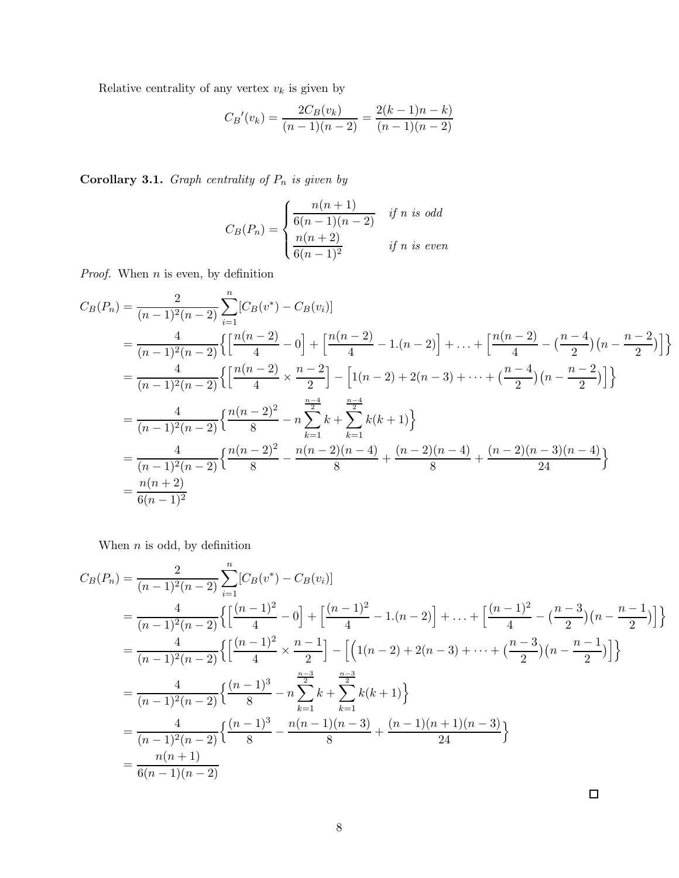Relative centrality of any vertex $v_k$ is given by

$$C_B{}'(v_k) = \frac{2C_B(v_k)}{(n-1)(n-2)} = \frac{2(k-1)n-k)}{(n-1)(n-2)}$$

**Corollary 3.1.** *Graph centrality of $P_n$ is given by*

$$C_B(P_n) = \begin{cases} \dfrac{n(n+1)}{6(n-1)(n-2)} & \text{if } n \text{ is odd} \\ \dfrac{n(n+2)}{6(n-1)^2} & \text{if } n \text{ is even} \end{cases}$$

*Proof.* When $n$ is even, by definition

$$\begin{aligned}
C_B(P_n) &= \frac{2}{(n-1)^2(n-2)} \sum_{i=1}^{n} [C_B(v^*) - C_B(v_i)] \\
&= \frac{4}{(n-1)^2(n-2)} \Big\{ \Big[\frac{n(n-2)}{4} - 0\Big] + \Big[\frac{n(n-2)}{4} - 1.(n-2)\Big] + \ldots + \Big[\frac{n(n-2)}{4} - (\frac{n-4}{2})\big(n - \frac{n-2}{2}\big)\Big]\Big\} \\
&= \frac{4}{(n-1)^2(n-2)} \Big\{ \Big[\frac{n(n-2)}{4} \times \frac{n-2}{2}\Big] - \Big[1(n-2) + 2(n-3) + \cdots + (\frac{n-4}{2})\big(n - \frac{n-2}{2}\big)\Big]\Big\} \\
&= \frac{4}{(n-1)^2(n-2)} \Big\{ \frac{n(n-2)^2}{8} - n \sum_{k=1}^{\frac{n-4}{2}} k + \sum_{k=1}^{\frac{n-4}{2}} k(k+1) \Big\} \\
&= \frac{4}{(n-1)^2(n-2)} \Big\{ \frac{n(n-2)^2}{8} - \frac{n(n-2)(n-4)}{8} + \frac{(n-2)(n-4)}{8} + \frac{(n-2)(n-3)(n-4)}{24} \Big\} \\
&= \frac{n(n+2)}{6(n-1)^2}
\end{aligned}$$

When $n$ is odd, by definition

$$\begin{aligned}
C_B(P_n) &= \frac{2}{(n-1)^2(n-2)} \sum_{i=1}^{n} [C_B(v^*) - C_B(v_i)] \\
&= \frac{4}{(n-1)^2(n-2)} \Big\{ \Big[\frac{(n-1)^2}{4} - 0\Big] + \Big[\frac{(n-1)^2}{4} - 1.(n-2)\Big] + \ldots + \Big[\frac{(n-1)^2}{4} - (\frac{n-3}{2})\big(n - \frac{n-1}{2}\big)\Big]\Big\} \\
&= \frac{4}{(n-1)^2(n-2)} \Big\{ \Big[\frac{(n-1)^2}{4} \times \frac{n-1}{2}\Big] - \Big[\Big(1(n-2) + 2(n-3) + \cdots + (\frac{n-3}{2})\big(n - \frac{n-1}{2}\big)\Big]\Big\} \\
&= \frac{4}{(n-1)^2(n-2)} \Big\{ \frac{(n-1)^3}{8} - n \sum_{k=1}^{\frac{n-3}{2}} k + \sum_{k=1}^{\frac{n-3}{2}} k(k+1) \Big\} \\
&= \frac{4}{(n-1)^2(n-2)} \Big\{ \frac{(n-1)^3}{8} - \frac{n(n-1)(n-3)}{8} + \frac{(n-1)(n+1)(n-3)}{24} \Big\} \\
&= \frac{n(n+1)}{6(n-1)(n-2)}
\end{aligned}$$

□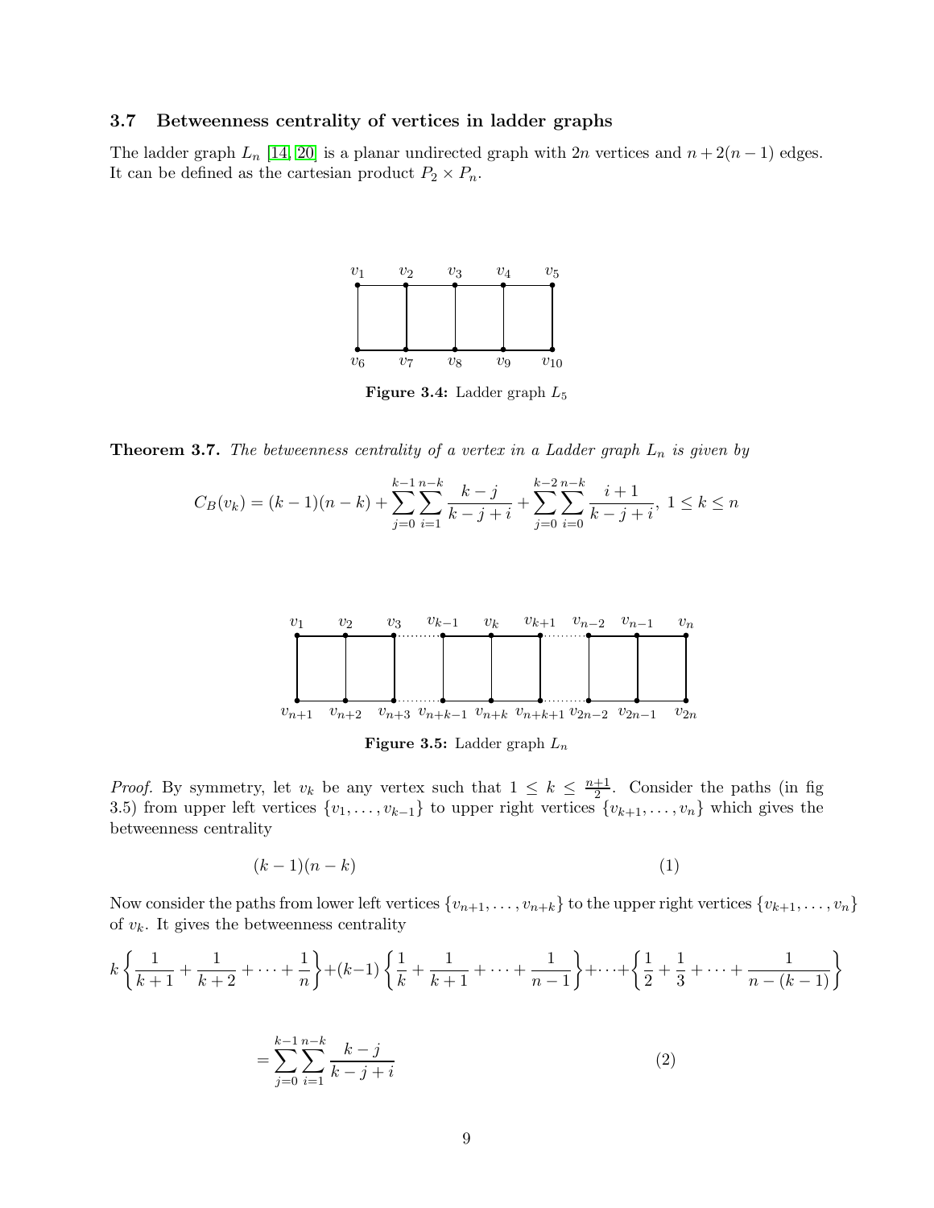### 3.7 Betweenness centrality of vertices in ladder graphs

The ladder graph $L_n$ [14, 20] is a planar undirected graph with $2n$ vertices and $n + 2(n-1)$ edges. It can be defined as the cartesian product $P_2 \times P_n$.

**Figure 3.4:** Ladder graph $L_5$

**Theorem 3.7.** *The betweenness centrality of a vertex in a Ladder graph $L_n$ is given by*

$$C_B(v_k) = (k-1)(n-k) + \sum_{j=0}^{k-1}\sum_{i=1}^{n-k} \frac{k-j}{k-j+i} + \sum_{j=0}^{k-2}\sum_{i=0}^{n-k} \frac{i+1}{k-j+i},\ 1 \leq k \leq n$$

**Figure 3.5:** Ladder graph $L_n$

*Proof.* By symmetry, let $v_k$ be any vertex such that $1 \leq k \leq \frac{n+1}{2}$. Consider the paths (in fig 3.5) from upper left vertices $\{v_1, \ldots, v_{k-1}\}$ to upper right vertices $\{v_{k+1}, \ldots, v_n\}$ which gives the betweenness centrality

$$(k-1)(n-k) \tag{1}$$

Now consider the paths from lower left vertices $\{v_{n+1}, \ldots, v_{n+k}\}$ to the upper right vertices $\{v_{k+1}, \ldots, v_n\}$ of $v_k$. It gives the betweenness centrality

$$k\left\{\frac{1}{k+1} + \frac{1}{k+2} + \cdots + \frac{1}{n}\right\} + (k-1)\left\{\frac{1}{k} + \frac{1}{k+1} + \cdots + \frac{1}{n-1}\right\} + \cdots + \left\{\frac{1}{2} + \frac{1}{3} + \cdots + \frac{1}{n-(k-1)}\right\}$$

$$= \sum_{j=0}^{k-1}\sum_{i=1}^{n-k} \frac{k-j}{k-j+i} \tag{2}$$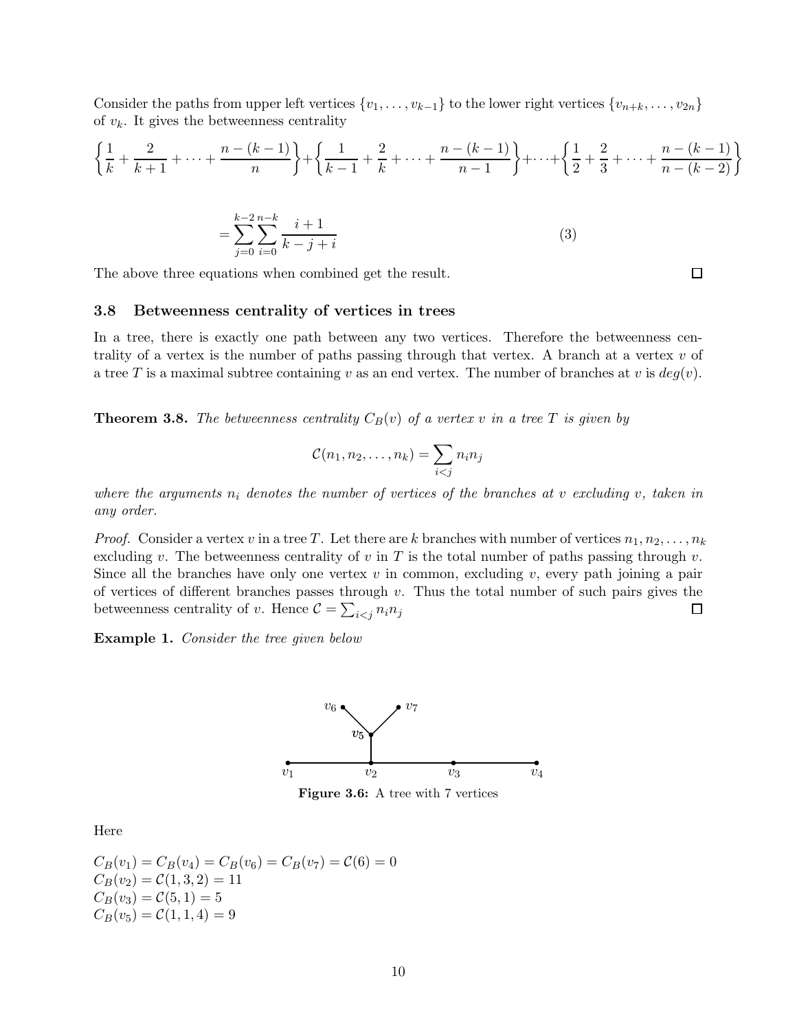Consider the paths from upper left vertices $\{v_1, \ldots, v_{k-1}\}$ to the lower right vertices $\{v_{n+k}, \ldots, v_{2n}\}$ of $v_k$. It gives the betweenness centrality

$$\left\{\frac{1}{k} + \frac{2}{k+1} + \cdots + \frac{n-(k-1)}{n}\right\} + \left\{\frac{1}{k-1} + \frac{2}{k} + \cdots + \frac{n-(k-1)}{n-1}\right\} + \cdots + \left\{\frac{1}{2} + \frac{2}{3} + \cdots + \frac{n-(k-1)}{n-(k-2)}\right\}$$

$$= \sum_{j=0}^{k-2} \sum_{i=0}^{n-k} \frac{i+1}{k-j+i} \tag{3}$$

The above three equations when combined get the result. ∎

### 3.8 Betweenness centrality of vertices in trees

In a tree, there is exactly one path between any two vertices. Therefore the betweenness centrality of a vertex is the number of paths passing through that vertex. A branch at a vertex $v$ of a tree $T$ is a maximal subtree containing $v$ as an end vertex. The number of branches at $v$ is $deg(v)$.

**Theorem 3.8.** *The betweenness centrality $C_B(v)$ of a vertex $v$ in a tree $T$ is given by*

$$\mathcal{C}(n_1, n_2, \ldots, n_k) = \sum_{i<j} n_i n_j$$

*where the arguments $n_i$ denotes the number of vertices of the branches at $v$ excluding $v$, taken in any order.*

*Proof.* Consider a vertex $v$ in a tree $T$. Let there are $k$ branches with number of vertices $n_1, n_2, \ldots, n_k$ excluding $v$. The betweenness centrality of $v$ in $T$ is the total number of paths passing through $v$. Since all the branches have only one vertex $v$ in common, excluding $v$, every path joining a pair of vertices of different branches passes through $v$. Thus the total number of such pairs gives the betweenness centrality of $v$. Hence $\mathcal{C} = \sum_{i<j} n_i n_j$ ∎

**Example 1.** *Consider the tree given below*

**Figure 3.6:** A tree with 7 vertices

Here

$C_B(v_1) = C_B(v_4) = C_B(v_6) = C_B(v_7) = \mathcal{C}(6) = 0$
$C_B(v_2) = \mathcal{C}(1, 3, 2) = 11$
$C_B(v_3) = \mathcal{C}(5, 1) = 5$
$C_B(v_5) = \mathcal{C}(1, 1, 4) = 9$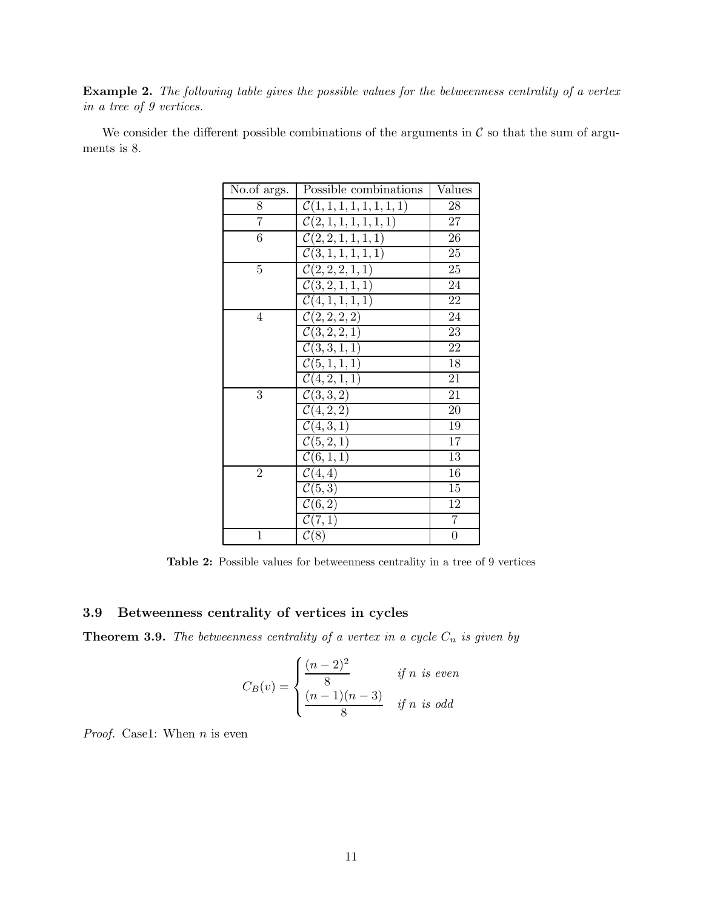**Example 2.** *The following table gives the possible values for the betweenness centrality of a vertex in a tree of 9 vertices.*

We consider the different possible combinations of the arguments in $\mathcal{C}$ so that the sum of arguments is 8.

| No.of args. | Possible combinations | Values |
|---|---|---|
| 8 | $\mathcal{C}(1,1,1,1,1,1,1,1)$ | 28 |
| 7 | $\mathcal{C}(2,1,1,1,1,1,1)$ | 27 |
| 6 | $\mathcal{C}(2,2,1,1,1,1)$ | 26 |
| | $\mathcal{C}(3,1,1,1,1,1)$ | 25 |
| 5 | $\mathcal{C}(2,2,2,1,1)$ | 25 |
| | $\mathcal{C}(3,2,1,1,1)$ | 24 |
| | $\mathcal{C}(4,1,1,1,1)$ | 22 |
| 4 | $\mathcal{C}(2,2,2,2)$ | 24 |
| | $\mathcal{C}(3,2,2,1)$ | 23 |
| | $\mathcal{C}(3,3,1,1)$ | 22 |
| | $\mathcal{C}(5,1,1,1)$ | 18 |
| | $\mathcal{C}(4,2,1,1)$ | 21 |
| 3 | $\mathcal{C}(3,3,2)$ | 21 |
| | $\mathcal{C}(4,2,2)$ | 20 |
| | $\mathcal{C}(4,3,1)$ | 19 |
| | $\mathcal{C}(5,2,1)$ | 17 |
| | $\mathcal{C}(6,1,1)$ | 13 |
| 2 | $\mathcal{C}(4,4)$ | 16 |
| | $\mathcal{C}(5,3)$ | 15 |
| | $\mathcal{C}(6,2)$ | 12 |
| | $\mathcal{C}(7,1)$ | 7 |
| 1 | $\mathcal{C}(8)$ | 0 |

**Table 2:** Possible values for betweenness centrality in a tree of 9 vertices

### 3.9 Betweenness centrality of vertices in cycles

**Theorem 3.9.** *The betweenness centrality of a vertex in a cycle $C_n$ is given by*

$$C_B(v) = \begin{cases} \dfrac{(n-2)^2}{8} & \text{if } n \text{ is even} \\ \dfrac{(n-1)(n-3)}{8} & \text{if } n \text{ is odd} \end{cases}$$

*Proof.* Case1: When $n$ is even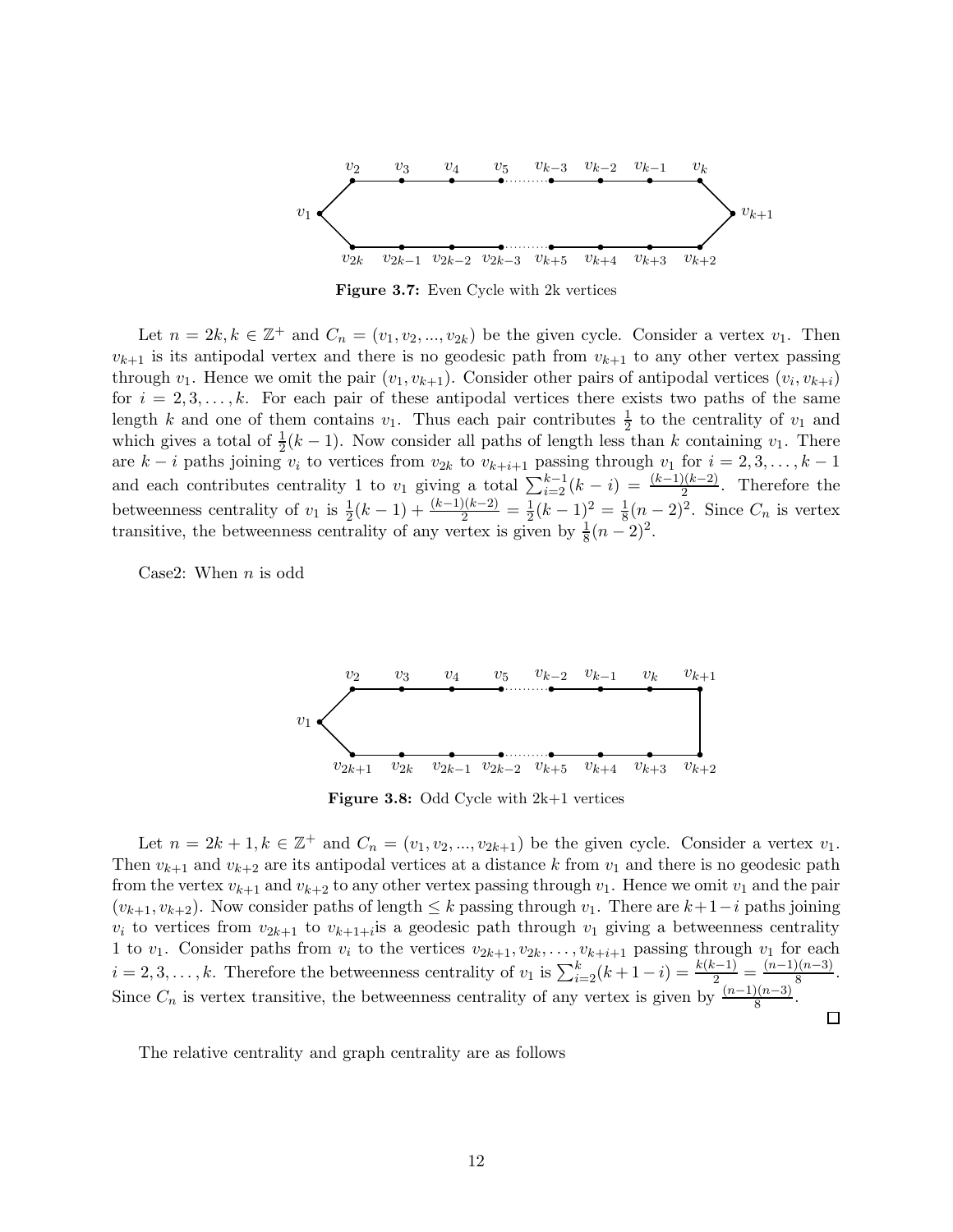Figure 3.7: Even Cycle with 2k vertices

Let $n = 2k, k \in \mathbb{Z}^+$ and $C_n = (v_1, v_2, ..., v_{2k})$ be the given cycle. Consider a vertex $v_1$. Then $v_{k+1}$ is its antipodal vertex and there is no geodesic path from $v_{k+1}$ to any other vertex passing through $v_1$. Hence we omit the pair $(v_1, v_{k+1})$. Consider other pairs of antipodal vertices $(v_i, v_{k+i})$ for $i = 2, 3, \ldots, k$. For each pair of these antipodal vertices there exists two paths of the same length $k$ and one of them contains $v_1$. Thus each pair contributes $\frac{1}{2}$ to the centrality of $v_1$ and which gives a total of $\frac{1}{2}(k-1)$. Now consider all paths of length less than $k$ containing $v_1$. There are $k-i$ paths joining $v_i$ to vertices from $v_{2k}$ to $v_{k+i+1}$ passing through $v_1$ for $i = 2, 3, \ldots, k-1$ and each contributes centrality 1 to $v_1$ giving a total $\sum_{i=2}^{k-1}(k-i) = \frac{(k-1)(k-2)}{2}$. Therefore the betweenness centrality of $v_1$ is $\frac{1}{2}(k-1) + \frac{(k-1)(k-2)}{2} = \frac{1}{2}(k-1)^2 = \frac{1}{8}(n-2)^2$. Since $C_n$ is vertex transitive, the betweenness centrality of any vertex is given by $\frac{1}{8}(n-2)^2$.

Case2: When $n$ is odd

Figure 3.8: Odd Cycle with 2k+1 vertices

Let $n = 2k+1, k \in \mathbb{Z}^+$ and $C_n = (v_1, v_2, ..., v_{2k+1})$ be the given cycle. Consider a vertex $v_1$. Then $v_{k+1}$ and $v_{k+2}$ are its antipodal vertices at a distance $k$ from $v_1$ and there is no geodesic path from the vertex $v_{k+1}$ and $v_{k+2}$ to any other vertex passing through $v_1$. Hence we omit $v_1$ and the pair $(v_{k+1}, v_{k+2})$. Now consider paths of length $\leq k$ passing through $v_1$. There are $k+1-i$ paths joining $v_i$ to vertices from $v_{2k+1}$ to $v_{k+1+i}$is a geodesic path through $v_1$ giving a betweenness centrality 1 to $v_1$. Consider paths from $v_i$ to the vertices $v_{2k+1}, v_{2k}, \ldots, v_{k+i+1}$ passing through $v_1$ for each $i = 2, 3, \ldots, k$. Therefore the betweenness centrality of $v_1$ is $\sum_{i=2}^{k}(k+1-i) = \frac{k(k-1)}{2} = \frac{(n-1)(n-3)}{8}$. Since $C_n$ is vertex transitive, the betweenness centrality of any vertex is given by $\frac{(n-1)(n-3)}{8}$.

□

The relative centrality and graph centrality are as follows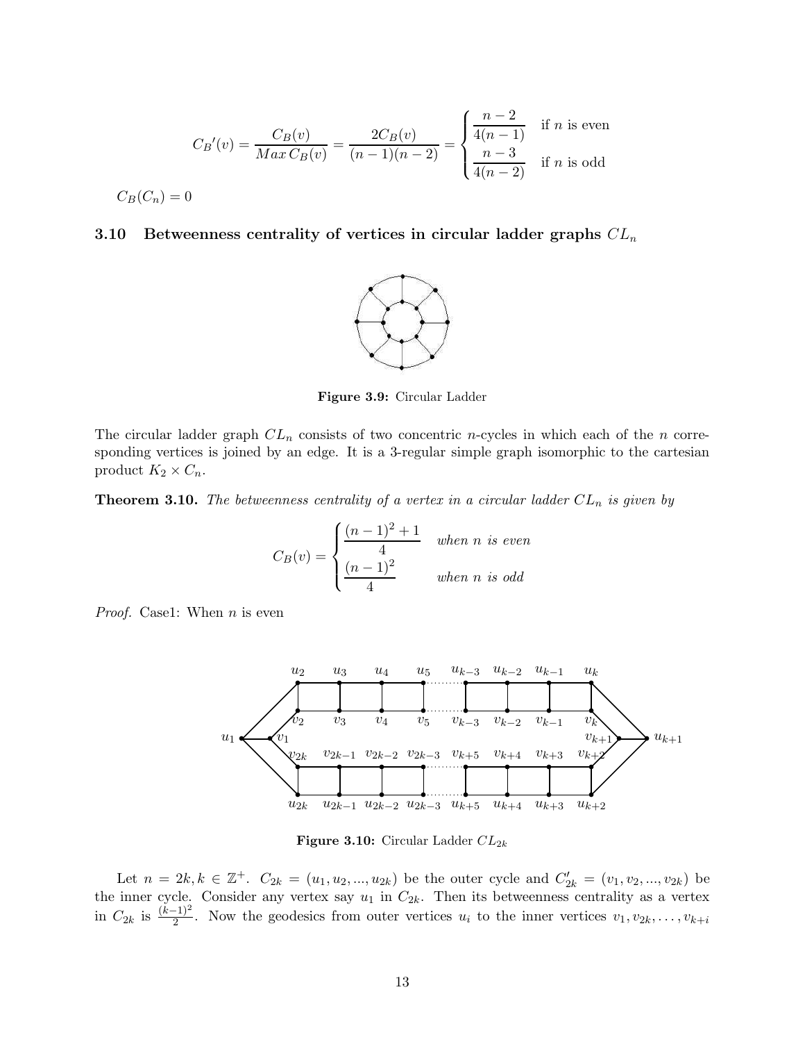$$C_B'(v) = \frac{C_B(v)}{Max\, C_B(v)} = \frac{2C_B(v)}{(n-1)(n-2)} = \begin{cases} \dfrac{n-2}{4(n-1)} & \text{if } n \text{ is even} \\ \dfrac{n-3}{4(n-2)} & \text{if } n \text{ is odd} \end{cases}$$

$C_B(C_n) = 0$

### 3.10 Betweenness centrality of vertices in circular ladder graphs $CL_n$

**Figure 3.9:** Circular Ladder

The circular ladder graph $CL_n$ consists of two concentric $n$-cycles in which each of the $n$ corresponding vertices is joined by an edge. It is a 3-regular simple graph isomorphic to the cartesian product $K_2 \times C_n$.

**Theorem 3.10.** *The betweenness centrality of a vertex in a circular ladder $CL_n$ is given by*

$$C_B(v) = \begin{cases} \dfrac{(n-1)^2 + 1}{4} & \textit{when } n \textit{ is even} \\ \dfrac{(n-1)^2}{4} & \textit{when } n \textit{ is odd} \end{cases}$$

*Proof.* Case1: When $n$ is even

**Figure 3.10:** Circular Ladder $CL_{2k}$

Let $n = 2k, k \in \mathbb{Z}^+$. $C_{2k} = (u_1, u_2, ..., u_{2k})$ be the outer cycle and $C'_{2k} = (v_1, v_2, ..., v_{2k})$ be the inner cycle. Consider any vertex say $u_1$ in $C_{2k}$. Then its betweenness centrality as a vertex in $C_{2k}$ is $\frac{(k-1)^2}{2}$. Now the geodesics from outer vertices $u_i$ to the inner vertices $v_1, v_{2k}, \ldots, v_{k+i}$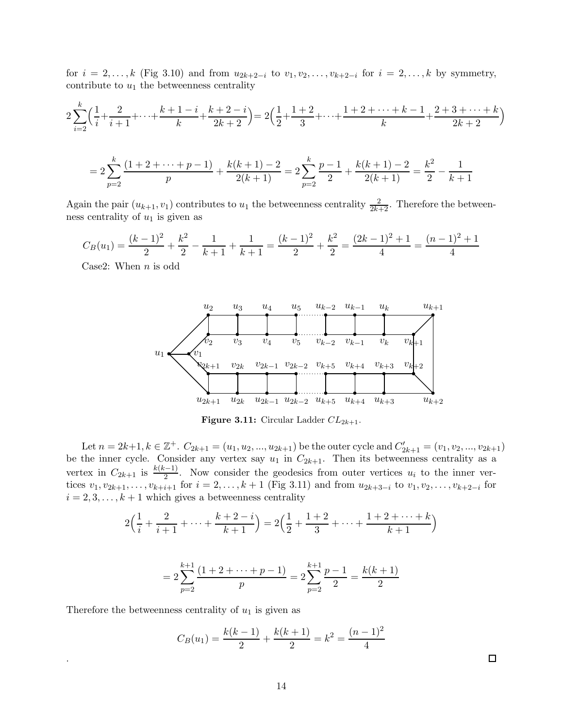for $i = 2, \ldots, k$ (Fig 3.10) and from $u_{2k+2-i}$ to $v_1, v_2, \ldots, v_{k+2-i}$ for $i = 2, \ldots, k$ by symmetry, contribute to $u_1$ the betweenness centrality

$$2\sum_{i=2}^{k}\Big(\frac{1}{i}+\frac{2}{i+1}+\cdots+\frac{k+1-i}{k}+\frac{k+2-i}{2k+2}\Big)=2\Big(\frac{1}{2}+\frac{1+2}{3}+\cdots+\frac{1+2+\cdots+k-1}{k}+\frac{2+3+\cdots+k}{2k+2}\Big)$$

$$= 2\sum_{p=2}^{k}\frac{(1+2+\cdots+p-1)}{p}+\frac{k(k+1)-2}{2(k+1)} = 2\sum_{p=2}^{k}\frac{p-1}{2}+\frac{k(k+1)-2}{2(k+1)} = \frac{k^2}{2}-\frac{1}{k+1}$$

Again the pair $(u_{k+1}, v_1)$ contributes to $u_1$ the betweenness centrality $\frac{2}{2k+2}$. Therefore the betweenness centrality of $u_1$ is given as

$$C_B(u_1) = \frac{(k-1)^2}{2}+\frac{k^2}{2}-\frac{1}{k+1}+\frac{1}{k+1} = \frac{(k-1)^2}{2}+\frac{k^2}{2} = \frac{(2k-1)^2+1}{4} = \frac{(n-1)^2+1}{4}$$

Case2: When $n$ is odd

**Figure 3.11:** Circular Ladder $CL_{2k+1}$.

Let $n = 2k+1, k \in \mathbb{Z}^+$. $C_{2k+1} = (u_1, u_2, ..., u_{2k+1})$ be the outer cycle and $C'_{2k+1} = (v_1, v_2, ..., v_{2k+1})$ be the inner cycle. Consider any vertex say $u_1$ in $C_{2k+1}$. Then its betweenness centrality as a vertex in $C_{2k+1}$ is $\frac{k(k-1)}{2}$. Now consider the geodesics from outer vertices $u_i$ to the inner vertices $v_1, v_{2k+1}, \ldots, v_{k+i+1}$ for $i = 2, \ldots, k+1$ (Fig 3.11) and from $u_{2k+3-i}$ to $v_1, v_2, \ldots, v_{k+2-i}$ for $i = 2, 3, \ldots, k+1$ which gives a betweenness centrality

$$2\Big(\frac{1}{i}+\frac{2}{i+1}+\cdots+\frac{k+2-i}{k+1}\Big) = 2\Big(\frac{1}{2}+\frac{1+2}{3}+\cdots+\frac{1+2+\cdots+k}{k+1}\Big)$$

$$= 2\sum_{p=2}^{k+1}\frac{(1+2+\cdots+p-1)}{p} = 2\sum_{p=2}^{k+1}\frac{p-1}{2} = \frac{k(k+1)}{2}$$

Therefore the betweenness centrality of $u_1$ is given as

$$C_B(u_1) = \frac{k(k-1)}{2}+\frac{k(k+1)}{2} = k^2 = \frac{(n-1)^2}{4}$$

.

□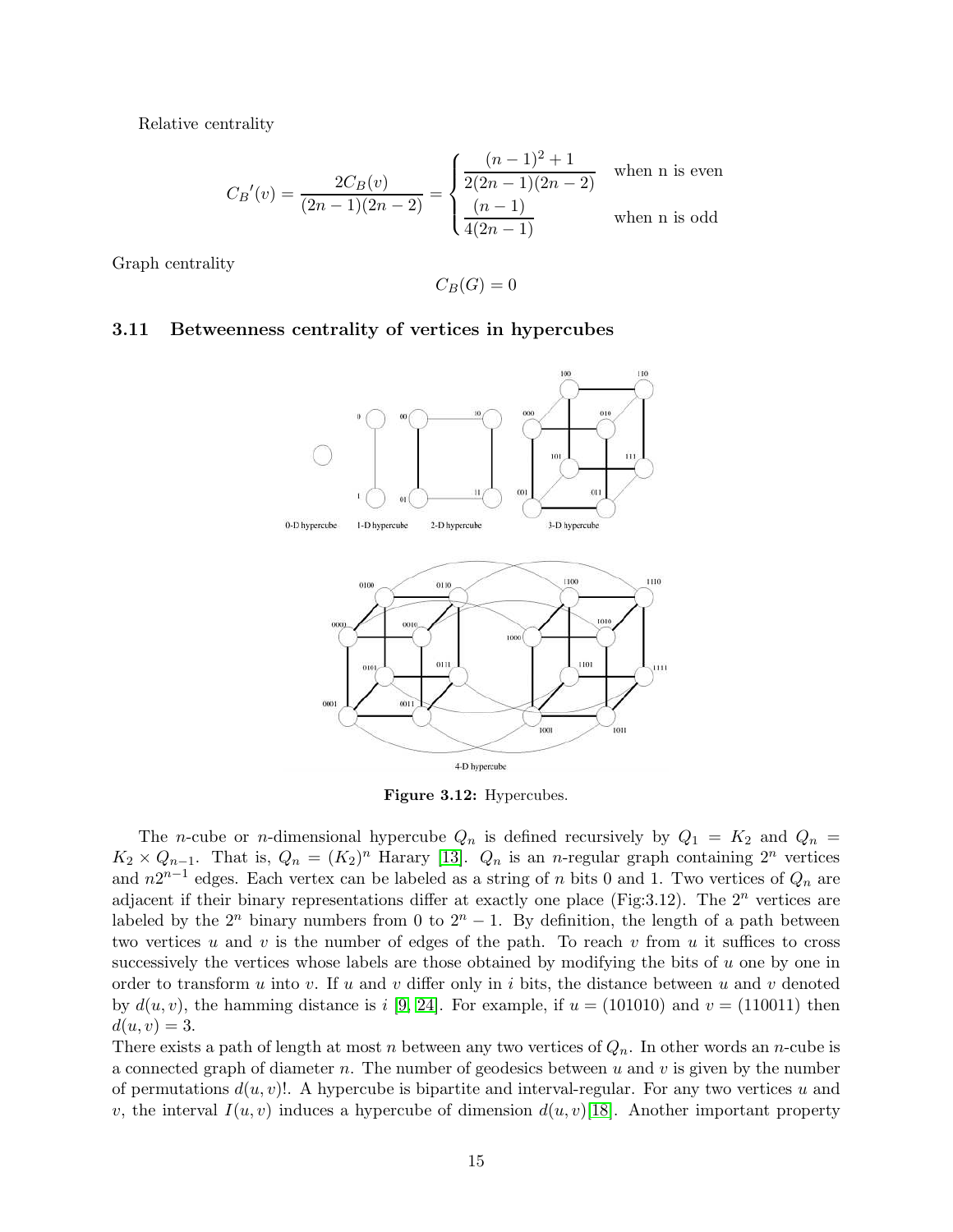Relative centrality

$$C_B{}'(v) = \frac{2C_B(v)}{(2n-1)(2n-2)} = \begin{cases} \dfrac{(n-1)^2+1}{2(2n-1)(2n-2)} & \text{when n is even} \\ \dfrac{(n-1)}{4(2n-1)} & \text{when n is odd} \end{cases}$$

Graph centrality

$$C_B(G) = 0$$

### 3.11 Betweenness centrality of vertices in hypercubes

**Figure 3.12:** Hypercubes.

The $n$-cube or $n$-dimensional hypercube $Q_n$ is defined recursively by $Q_1 = K_2$ and $Q_n = K_2 \times Q_{n-1}$. That is, $Q_n = (K_2)^n$ Harary [13]. $Q_n$ is an $n$-regular graph containing $2^n$ vertices and $n2^{n-1}$ edges. Each vertex can be labeled as a string of $n$ bits 0 and 1. Two vertices of $Q_n$ are adjacent if their binary representations differ at exactly one place (Fig:3.12). The $2^n$ vertices are labeled by the $2^n$ binary numbers from 0 to $2^n - 1$. By definition, the length of a path between two vertices $u$ and $v$ is the number of edges of the path. To reach $v$ from $u$ it suffices to cross successively the vertices whose labels are those obtained by modifying the bits of $u$ one by one in order to transform $u$ into $v$. If $u$ and $v$ differ only in $i$ bits, the distance between $u$ and $v$ denoted by $d(u, v)$, the hamming distance is $i$ [9, 24]. For example, if $u = (101010)$ and $v = (110011)$ then $d(u, v) = 3$.

There exists a path of length at most $n$ between any two vertices of $Q_n$. In other words an $n$-cube is a connected graph of diameter $n$. The number of geodesics between $u$ and $v$ is given by the number of permutations $d(u, v)!$. A hypercube is bipartite and interval-regular. For any two vertices $u$ and $v$, the interval $I(u, v)$ induces a hypercube of dimension $d(u, v)$[18]. Another important property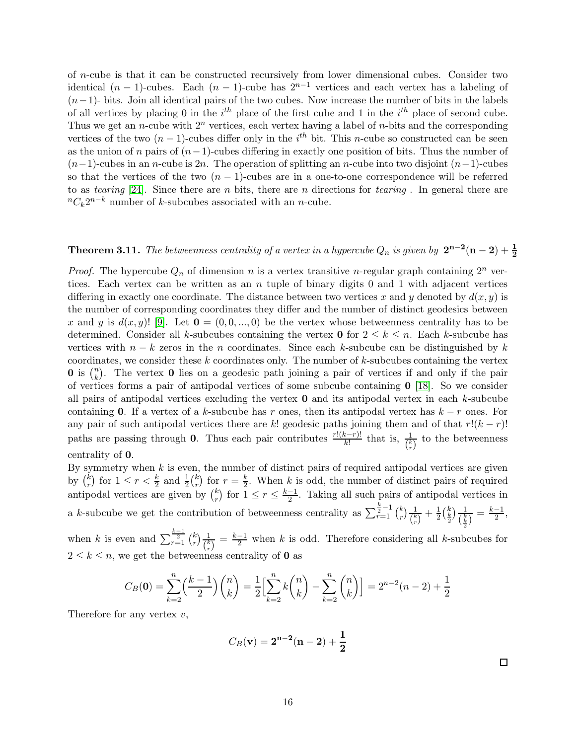of $n$-cube is that it can be constructed recursively from lower dimensional cubes. Consider two identical $(n-1)$-cubes. Each $(n-1)$-cube has $2^{n-1}$ vertices and each vertex has a labeling of $(n-1)$- bits. Join all identical pairs of the two cubes. Now increase the number of bits in the labels of all vertices by placing 0 in the $i^{th}$ place of the first cube and 1 in the $i^{th}$ place of second cube. Thus we get an $n$-cube with $2^n$ vertices, each vertex having a label of $n$-bits and the corresponding vertices of the two $(n-1)$-cubes differ only in the $i^{th}$ bit. This $n$-cube so constructed can be seen as the union of $n$ pairs of $(n-1)$-cubes differing in exactly one position of bits. Thus the number of $(n-1)$-cubes in an $n$-cube is $2n$. The operation of splitting an $n$-cube into two disjoint $(n-1)$-cubes so that the vertices of the two $(n-1)$-cubes are in a one-to-one correspondence will be referred to as *tearing* [24]. Since there are $n$ bits, there are $n$ directions for *tearing* . In general there are ${}^nC_k 2^{n-k}$ number of $k$-subcubes associated with an $n$-cube.

**Theorem 3.11.** *The betweenness centrality of a vertex in a hypercube $Q_n$ is given by* $\mathbf{2^{n-2}(n-2)+\frac{1}{2}}$

*Proof.* The hypercube $Q_n$ of dimension $n$ is a vertex transitive $n$-regular graph containing $2^n$ vertices. Each vertex can be written as an $n$ tuple of binary digits 0 and 1 with adjacent vertices differing in exactly one coordinate. The distance between two vertices $x$ and $y$ denoted by $d(x, y)$ is the number of corresponding coordinates they differ and the number of distinct geodesics between $x$ and $y$ is $d(x, y)!$ [9]. Let $\mathbf{0} = (0, 0, ..., 0)$ be the vertex whose betweenness centrality has to be determined. Consider all $k$-subcubes containing the vertex $\mathbf{0}$ for $2 \le k \le n$. Each $k$-subcube has vertices with $n-k$ zeros in the $n$ coordinates. Since each $k$-subcube can be distinguished by $k$ coordinates, we consider these $k$ coordinates only. The number of $k$-subcubes containing the vertex $\mathbf{0}$ is $\binom{n}{k}$. The vertex $\mathbf{0}$ lies on a geodesic path joining a pair of vertices if and only if the pair of vertices forms a pair of antipodal vertices of some subcube containing $\mathbf{0}$ [18]. So we consider all pairs of antipodal vertices excluding the vertex $\mathbf{0}$ and its antipodal vertex in each $k$-subcube containing $\mathbf{0}$. If a vertex of a $k$-subcube has $r$ ones, then its antipodal vertex has $k-r$ ones. For any pair of such antipodal vertices there are $k!$ geodesic paths joining them and of that $r!(k-r)!$ paths are passing through $\mathbf{0}$. Thus each pair contributes $\frac{r!(k-r)!}{k!}$ that is, $\frac{1}{\binom{k}{r}}$ to the betweenness centrality of $\mathbf{0}$.

By symmetry when $k$ is even, the number of distinct pairs of required antipodal vertices are given by $\binom{k}{r}$ for $1 \le r < \frac{k}{2}$ and $\frac{1}{2}\binom{k}{r}$ for $r = \frac{k}{2}$. When $k$ is odd, the number of distinct pairs of required antipodal vertices are given by $\binom{k}{r}$ for $1 \le r \le \frac{k-1}{2}$. Taking all such pairs of antipodal vertices in a $k$-subcube we get the contribution of betweenness centrality as $\sum_{r=1}^{\frac{k}{2}-1} \binom{k}{r}\frac{1}{\binom{k}{r}} + \frac{1}{2}\binom{k}{\frac{k}{2}}\frac{1}{\binom{k}{\frac{k}{2}}} = \frac{k-1}{2}$, when $k$ is even and $\sum_{r=1}^{\frac{k-1}{2}} \binom{k}{r}\frac{1}{\binom{k}{r}} = \frac{k-1}{2}$ when $k$ is odd. Therefore considering all $k$-subcubes for $2 \le k \le n$, we get the betweenness centrality of $\mathbf{0}$ as

$$C_B(\mathbf{0}) = \sum_{k=2}^{n}\Big(\frac{k-1}{2}\Big)\binom{n}{k} = \frac{1}{2}\Big[\sum_{k=2}^{n} k\binom{n}{k} - \sum_{k=2}^{n}\binom{n}{k}\Big] = 2^{n-2}(n-2) + \frac{1}{2}$$

Therefore for any vertex $v$,

$$C_B(\mathbf{v}) = \mathbf{2^{n-2}(n-2)+\frac{1}{2}}$$

□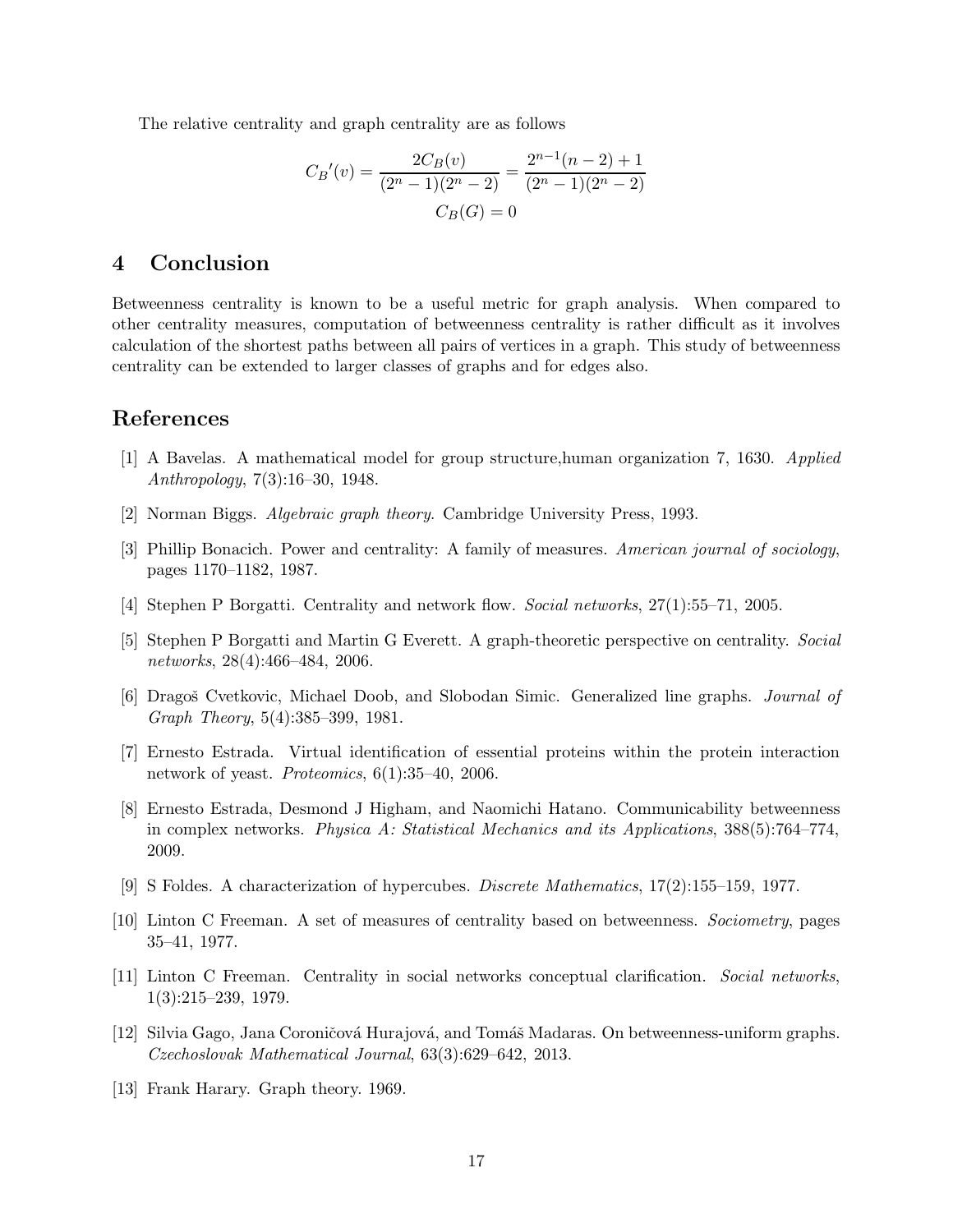The relative centrality and graph centrality are as follows

$$C_B{}'(v) = \frac{2C_B(v)}{(2^n-1)(2^n-2)} = \frac{2^{n-1}(n-2)+1}{(2^n-1)(2^n-2)}$$

$$C_B(G) = 0$$

## 4 Conclusion

Betweenness centrality is known to be a useful metric for graph analysis. When compared to other centrality measures, computation of betweenness centrality is rather difficult as it involves calculation of the shortest paths between all pairs of vertices in a graph. This study of betweenness centrality can be extended to larger classes of graphs and for edges also.

## References

[1] A Bavelas. A mathematical model for group structure,human organization 7, 1630. *Applied Anthropology*, 7(3):16–30, 1948.

[2] Norman Biggs. *Algebraic graph theory*. Cambridge University Press, 1993.

[3] Phillip Bonacich. Power and centrality: A family of measures. *American journal of sociology*, pages 1170–1182, 1987.

[4] Stephen P Borgatti. Centrality and network flow. *Social networks*, 27(1):55–71, 2005.

[5] Stephen P Borgatti and Martin G Everett. A graph-theoretic perspective on centrality. *Social networks*, 28(4):466–484, 2006.

[6] Dragoš Cvetkovic, Michael Doob, and Slobodan Simic. Generalized line graphs. *Journal of Graph Theory*, 5(4):385–399, 1981.

[7] Ernesto Estrada. Virtual identification of essential proteins within the protein interaction network of yeast. *Proteomics*, 6(1):35–40, 2006.

[8] Ernesto Estrada, Desmond J Higham, and Naomichi Hatano. Communicability betweenness in complex networks. *Physica A: Statistical Mechanics and its Applications*, 388(5):764–774, 2009.

[9] S Foldes. A characterization of hypercubes. *Discrete Mathematics*, 17(2):155–159, 1977.

[10] Linton C Freeman. A set of measures of centrality based on betweenness. *Sociometry*, pages 35–41, 1977.

[11] Linton C Freeman. Centrality in social networks conceptual clarification. *Social networks*, 1(3):215–239, 1979.

[12] Silvia Gago, Jana Coroničová Hurajová, and Tomáš Madaras. On betweenness-uniform graphs. *Czechoslovak Mathematical Journal*, 63(3):629–642, 2013.

[13] Frank Harary. Graph theory. 1969.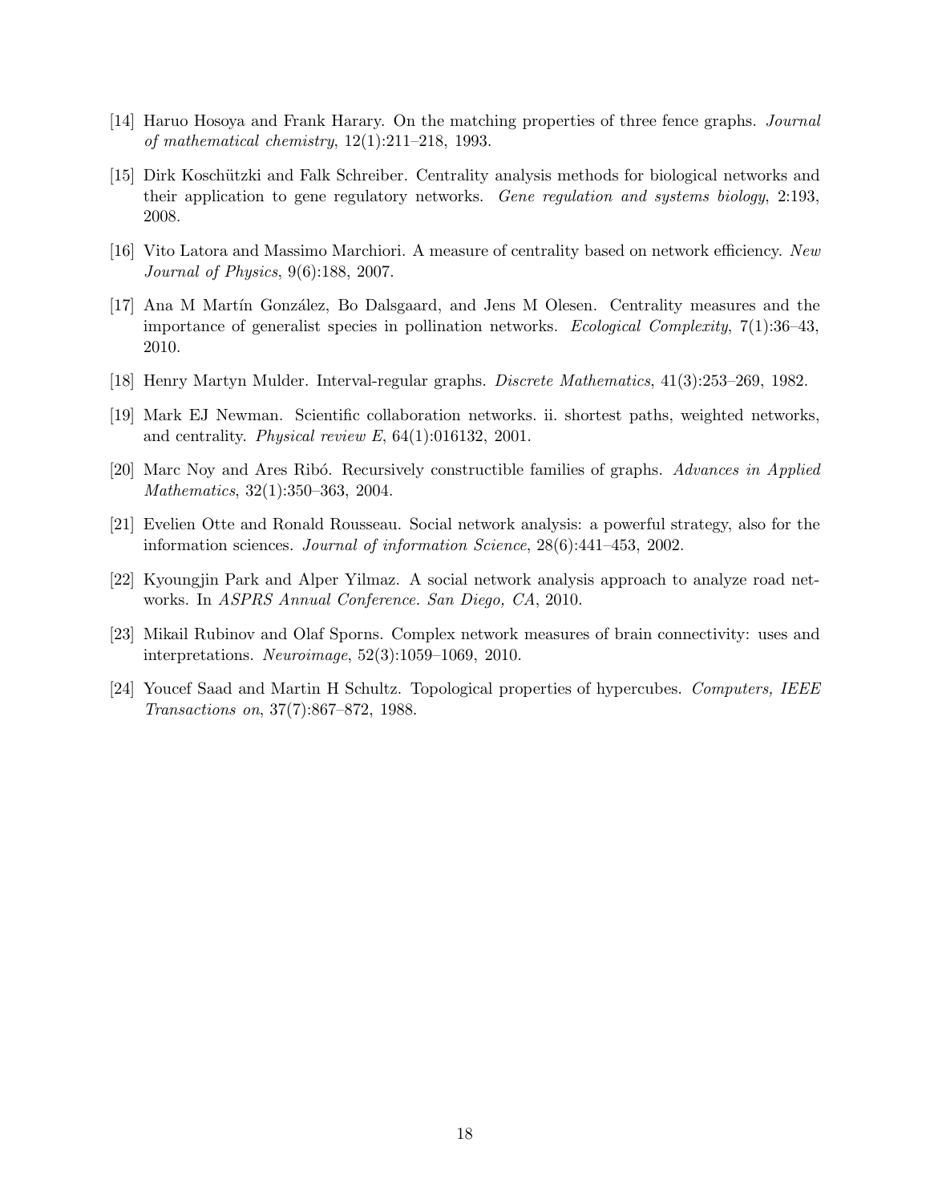[14] Haruo Hosoya and Frank Harary. On the matching properties of three fence graphs. *Journal of mathematical chemistry*, 12(1):211–218, 1993.

[15] Dirk Koschützki and Falk Schreiber. Centrality analysis methods for biological networks and their application to gene regulatory networks. *Gene regulation and systems biology*, 2:193, 2008.

[16] Vito Latora and Massimo Marchiori. A measure of centrality based on network efficiency. *New Journal of Physics*, 9(6):188, 2007.

[17] Ana M Martín González, Bo Dalsgaard, and Jens M Olesen. Centrality measures and the importance of generalist species in pollination networks. *Ecological Complexity*, 7(1):36–43, 2010.

[18] Henry Martyn Mulder. Interval-regular graphs. *Discrete Mathematics*, 41(3):253–269, 1982.

[19] Mark EJ Newman. Scientific collaboration networks. ii. shortest paths, weighted networks, and centrality. *Physical review E*, 64(1):016132, 2001.

[20] Marc Noy and Ares Ribó. Recursively constructible families of graphs. *Advances in Applied Mathematics*, 32(1):350–363, 2004.

[21] Evelien Otte and Ronald Rousseau. Social network analysis: a powerful strategy, also for the information sciences. *Journal of information Science*, 28(6):441–453, 2002.

[22] Kyoungjin Park and Alper Yilmaz. A social network analysis approach to analyze road networks. In *ASPRS Annual Conference. San Diego, CA*, 2010.

[23] Mikail Rubinov and Olaf Sporns. Complex network measures of brain connectivity: uses and interpretations. *Neuroimage*, 52(3):1059–1069, 2010.

[24] Youcef Saad and Martin H Schultz. Topological properties of hypercubes. *Computers, IEEE Transactions on*, 37(7):867–872, 1988.